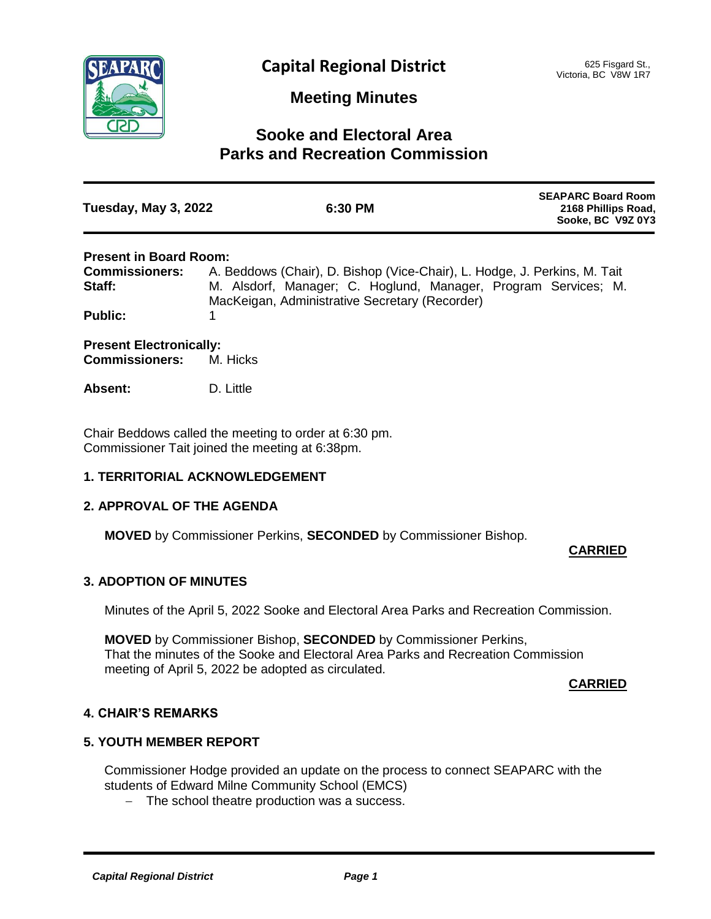# Capital Regional District

625 Fisgard St.,
Victoria, BC V8W 1R7

## Meeting Minutes

## Sooke and Electoral Area Parks and Recreation Commission

| **Tuesday, May 3, 2022** | **6:30 PM** | **SEAPARC Board Room 2168 Phillips Road, Sooke, BC V9Z 0Y3** |
|---|---|---|

**Present in Board Room:**
**Commissioners:** A. Beddows (Chair), D. Bishop (Vice-Chair), L. Hodge, J. Perkins, M. Tait
**Staff:** M. Alsdorf, Manager; C. Hoglund, Manager, Program Services; M. MacKeigan, Administrative Secretary (Recorder)
**Public:** 1

**Present Electronically:**
**Commissioners:** M. Hicks

**Absent:** D. Little

Chair Beddows called the meeting to order at 6:30 pm.
Commissioner Tait joined the meeting at 6:38pm.

### 1. TERRITORIAL ACKNOWLEDGEMENT

### 2. APPROVAL OF THE AGENDA

**MOVED** by Commissioner Perkins, **SECONDED** by Commissioner Bishop.

**CARRIED**

### 3. ADOPTION OF MINUTES

Minutes of the April 5, 2022 Sooke and Electoral Area Parks and Recreation Commission.

**MOVED** by Commissioner Bishop, **SECONDED** by Commissioner Perkins,
That the minutes of the Sooke and Electoral Area Parks and Recreation Commission meeting of April 5, 2022 be adopted as circulated.

**CARRIED**

### 4. CHAIR'S REMARKS

### 5. YOUTH MEMBER REPORT

Commissioner Hodge provided an update on the process to connect SEAPARC with the students of Edward Milne Community School (EMCS)

- The school theatre production was a success.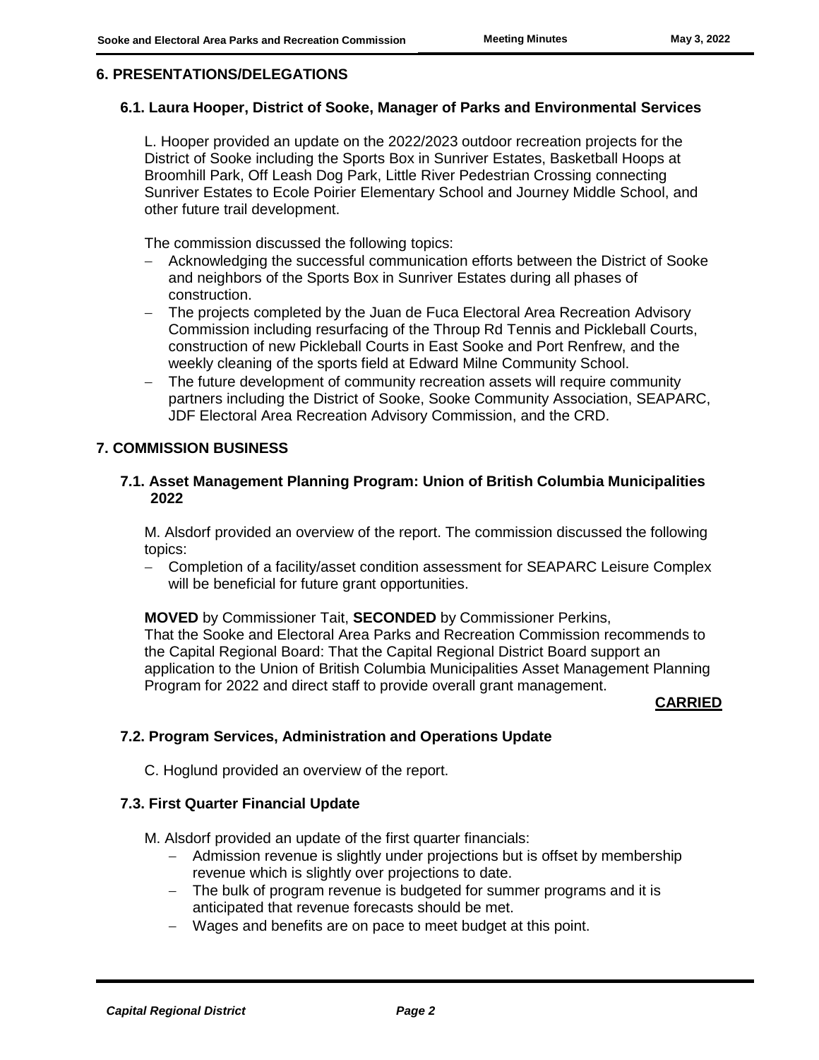## 6. PRESENTATIONS/DELEGATIONS

### 6.1. Laura Hooper, District of Sooke, Manager of Parks and Environmental Services

L. Hooper provided an update on the 2022/2023 outdoor recreation projects for the District of Sooke including the Sports Box in Sunriver Estates, Basketball Hoops at Broomhill Park, Off Leash Dog Park, Little River Pedestrian Crossing connecting Sunriver Estates to Ecole Poirier Elementary School and Journey Middle School, and other future trail development.

The commission discussed the following topics:

- Acknowledging the successful communication efforts between the District of Sooke and neighbors of the Sports Box in Sunriver Estates during all phases of construction.
- The projects completed by the Juan de Fuca Electoral Area Recreation Advisory Commission including resurfacing of the Throup Rd Tennis and Pickleball Courts, construction of new Pickleball Courts in East Sooke and Port Renfrew, and the weekly cleaning of the sports field at Edward Milne Community School.
- The future development of community recreation assets will require community partners including the District of Sooke, Sooke Community Association, SEAPARC, JDF Electoral Area Recreation Advisory Commission, and the CRD.

## 7. COMMISSION BUSINESS

### 7.1. Asset Management Planning Program: Union of British Columbia Municipalities 2022

M. Alsdorf provided an overview of the report. The commission discussed the following topics:

- Completion of a facility/asset condition assessment for SEAPARC Leisure Complex will be beneficial for future grant opportunities.

**MOVED** by Commissioner Tait, **SECONDED** by Commissioner Perkins,
That the Sooke and Electoral Area Parks and Recreation Commission recommends to the Capital Regional Board: That the Capital Regional District Board support an application to the Union of British Columbia Municipalities Asset Management Planning Program for 2022 and direct staff to provide overall grant management.

**CARRIED**

### 7.2. Program Services, Administration and Operations Update

C. Hoglund provided an overview of the report.

### 7.3. First Quarter Financial Update

M. Alsdorf provided an update of the first quarter financials:

- Admission revenue is slightly under projections but is offset by membership revenue which is slightly over projections to date.
- The bulk of program revenue is budgeted for summer programs and it is anticipated that revenue forecasts should be met.
- Wages and benefits are on pace to meet budget at this point.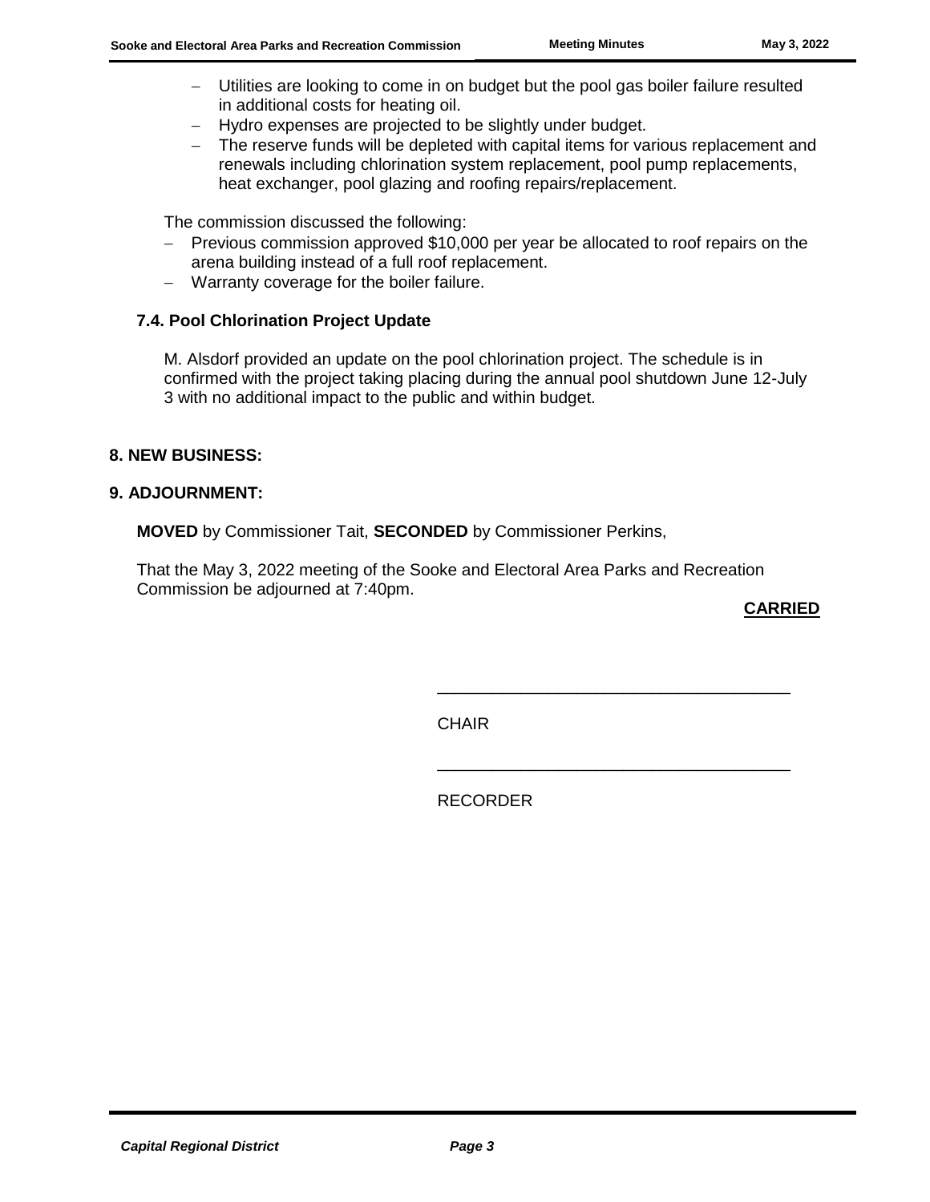- Utilities are looking to come in on budget but the pool gas boiler failure resulted in additional costs for heating oil.
- Hydro expenses are projected to be slightly under budget.
- The reserve funds will be depleted with capital items for various replacement and renewals including chlorination system replacement, pool pump replacements, heat exchanger, pool glazing and roofing repairs/replacement.

The commission discussed the following:

- Previous commission approved $10,000 per year be allocated to roof repairs on the arena building instead of a full roof replacement.
- Warranty coverage for the boiler failure.

### 7.4. Pool Chlorination Project Update

M. Alsdorf provided an update on the pool chlorination project. The schedule is in confirmed with the project taking placing during the annual pool shutdown June 12-July 3 with no additional impact to the public and within budget.

## 8. NEW BUSINESS:

## 9. ADJOURNMENT:

**MOVED** by Commissioner Tait, **SECONDED** by Commissioner Perkins,

That the May 3, 2022 meeting of the Sooke and Electoral Area Parks and Recreation Commission be adjourned at 7:40pm.

**CARRIED**

\_\_\_\_\_\_\_\_\_\_\_\_\_\_\_\_\_\_\_\_\_\_\_\_\_\_\_\_\_\_\_\_\_\_\_\_\_

CHAIR

\_\_\_\_\_\_\_\_\_\_\_\_\_\_\_\_\_\_\_\_\_\_\_\_\_\_\_\_\_\_\_\_\_\_\_\_\_

RECORDER